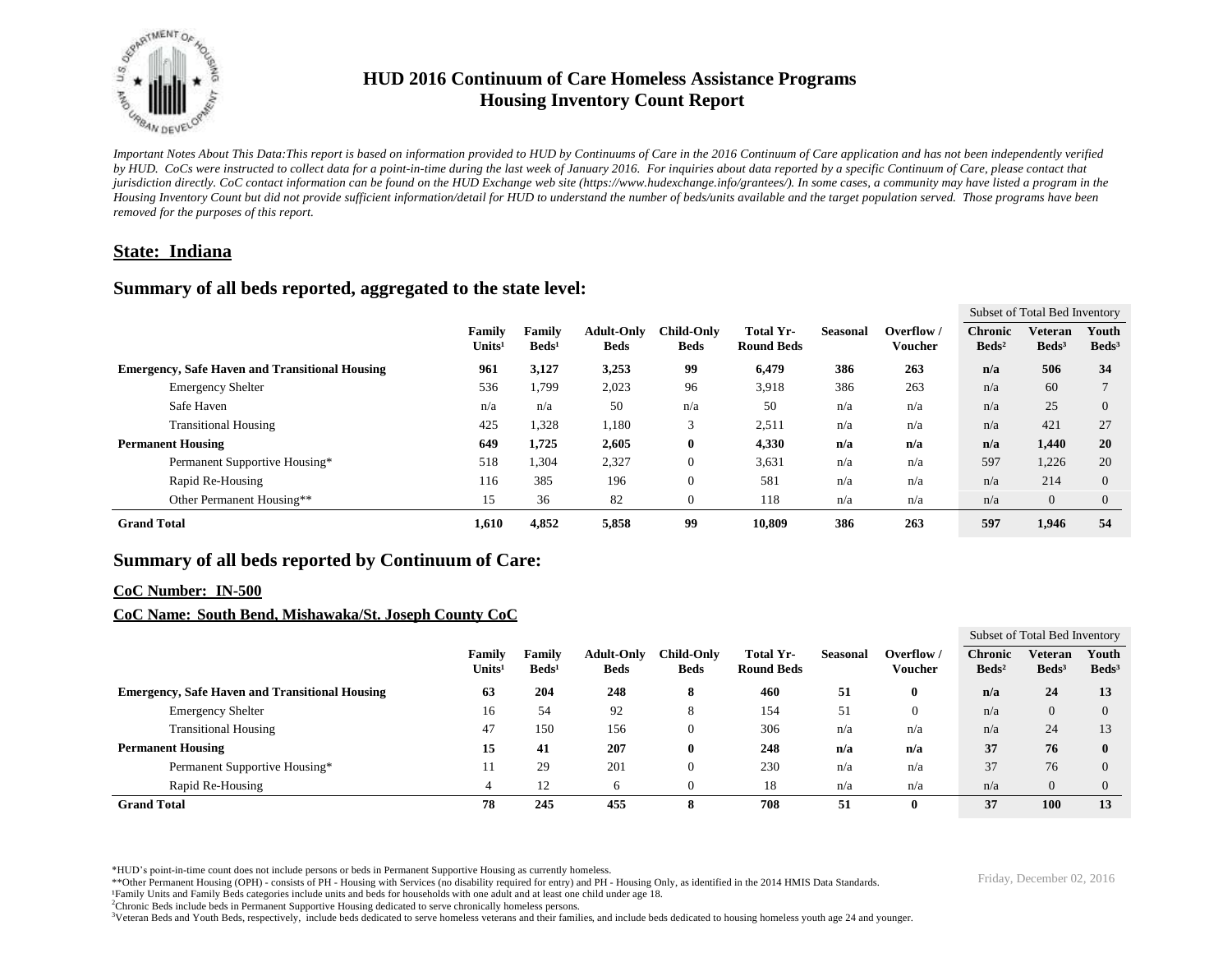# HUD 2016 Continuum of Care Homeless Assistance Programs
## Housing Inventory Count Report

*Important Notes About This Data:This report is based on information provided to HUD by Continuums of Care in the 2016 Continuum of Care application and has not been independently verified by HUD. CoCs were instructed to collect data for a point-in-time during the last week of January 2016. For inquiries about data reported by a specific Continuum of Care, please contact that jurisdiction directly. CoC contact information can be found on the HUD Exchange web site (https://www.hudexchange.info/grantees/). In some cases, a community may have listed a program in the Housing Inventory Count but did not provide sufficient information/detail for HUD to understand the number of beds/units available and the target population served. Those programs have been removed for the purposes of this report.*

## State: Indiana

## Summary of all beds reported, aggregated to the state level:

| | Family Units[1] | Family Beds[1] | Adult-Only Beds | Child-Only Beds | Total Yr-Round Beds | Seasonal | Overflow / Voucher | Subset of Total Bed Inventory: Chronic Beds[2] | Veteran Beds[3] | Youth Beds[3] |
|---|---|---|---|---|---|---|---|---|---|---|
| **Emergency, Safe Haven and Transitional Housing** | **961** | **3,127** | **3,253** | **99** | **6,479** | **386** | **263** | **n/a** | **506** | **34** |
| Emergency Shelter | 536 | 1,799 | 2,023 | 96 | 3,918 | 386 | 263 | n/a | 60 | 7 |
| Safe Haven | n/a | n/a | 50 | n/a | 50 | n/a | n/a | n/a | 25 | 0 |
| Transitional Housing | 425 | 1,328 | 1,180 | 3 | 2,511 | n/a | n/a | n/a | 421 | 27 |
| **Permanent Housing** | **649** | **1,725** | **2,605** | **0** | **4,330** | **n/a** | **n/a** | **n/a** | **1,440** | **20** |
| Permanent Supportive Housing* | 518 | 1,304 | 2,327 | 0 | 3,631 | n/a | n/a | 597 | 1,226 | 20 |
| Rapid Re-Housing | 116 | 385 | 196 | 0 | 581 | n/a | n/a | n/a | 214 | 0 |
| Other Permanent Housing** | 15 | 36 | 82 | 0 | 118 | n/a | n/a | n/a | 0 | 0 |
| **Grand Total** | **1,610** | **4,852** | **5,858** | **99** | **10,809** | **386** | **263** | **597** | **1,946** | **54** |

## Summary of all beds reported by Continuum of Care:

### CoC Number: IN-500

### CoC Name: South Bend, Mishawaka/St. Joseph County CoC

| | Family Units[1] | Family Beds[1] | Adult-Only Beds | Child-Only Beds | Total Yr-Round Beds | Seasonal | Overflow / Voucher | Subset of Total Bed Inventory: Chronic Beds[2] | Veteran Beds[3] | Youth Beds[3] |
|---|---|---|---|---|---|---|---|---|---|---|
| **Emergency, Safe Haven and Transitional Housing** | **63** | **204** | **248** | **8** | **460** | **51** | **0** | **n/a** | **24** | **13** |
| Emergency Shelter | 16 | 54 | 92 | 8 | 154 | 51 | 0 | n/a | 0 | 0 |
| Transitional Housing | 47 | 150 | 156 | 0 | 306 | n/a | n/a | n/a | 24 | 13 |
| **Permanent Housing** | **15** | **41** | **207** | **0** | **248** | **n/a** | **n/a** | **37** | **76** | **0** |
| Permanent Supportive Housing* | 11 | 29 | 201 | 0 | 230 | n/a | n/a | 37 | 76 | 0 |
| Rapid Re-Housing | 4 | 12 | 6 | 0 | 18 | n/a | n/a | n/a | 0 | 0 |
| **Grand Total** | **78** | **245** | **455** | **8** | **708** | **51** | **0** | **37** | **100** | **13** |

*HUD's point-in-time count does not include persons or beds in Permanent Supportive Housing as currently homeless.

**Other Permanent Housing (OPH) - consists of PH - Housing with Services (no disability required for entry) and PH - Housing Only, as identified in the 2014 HMIS Data Standards.

[1]Family Units and Family Beds categories include units and beds for households with one adult and at least one child under age 18.

[2]Chronic Beds include beds in Permanent Supportive Housing dedicated to serve chronically homeless persons.

[3]Veteran Beds and Youth Beds, respectively, include beds dedicated to serve homeless veterans and their families, and include beds dedicated to housing homeless youth age 24 and younger.

Friday, December 02, 2016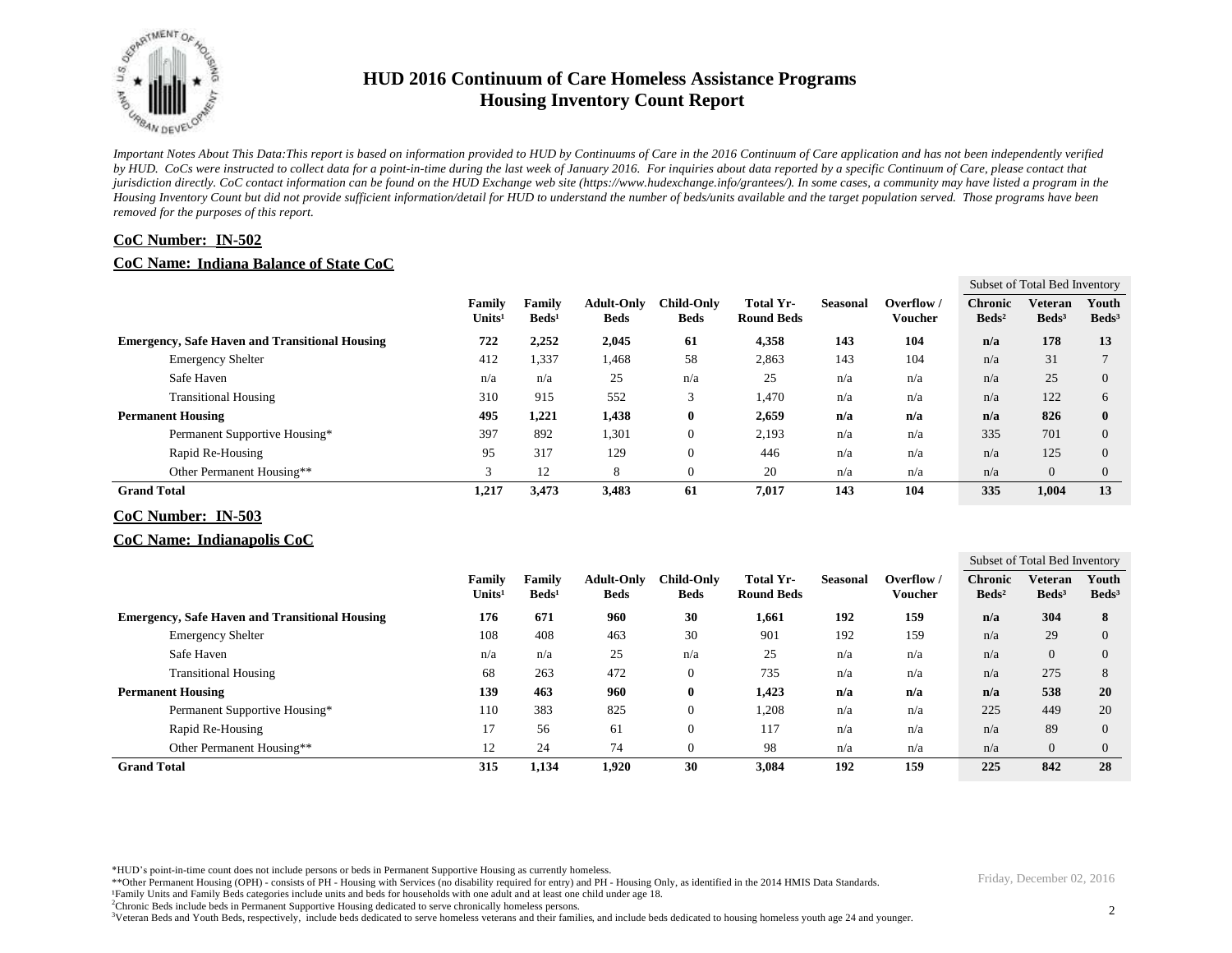# HUD 2016 Continuum of Care Homeless Assistance Programs
## Housing Inventory Count Report

*Important Notes About This Data:This report is based on information provided to HUD by Continuums of Care in the 2016 Continuum of Care application and has not been independently verified by HUD. CoCs were instructed to collect data for a point-in-time during the last week of January 2016. For inquiries about data reported by a specific Continuum of Care, please contact that jurisdiction directly. CoC contact information can be found on the HUD Exchange web site (https://www.hudexchange.info/grantees/). In some cases, a community may have listed a program in the Housing Inventory Count but did not provide sufficient information/detail for HUD to understand the number of beds/units available and the target population served. Those programs have been removed for the purposes of this report.*

**CoC Number: IN-502**

**CoC Name: Indiana Balance of State CoC**

| | Family Units[1] | Family Beds[1] | Adult-Only Beds | Child-Only Beds | Total Yr-Round Beds | Seasonal | Overflow / Voucher | Subset of Total Bed Inventory: Chronic Beds[2] | Subset of Total Bed Inventory: Veteran Beds[3] | Subset of Total Bed Inventory: Youth Beds[3] |
|---|---|---|---|---|---|---|---|---|---|---|
| **Emergency, Safe Haven and Transitional Housing** | **722** | **2,252** | **2,045** | **61** | **4,358** | **143** | **104** | **n/a** | **178** | **13** |
| Emergency Shelter | 412 | 1,337 | 1,468 | 58 | 2,863 | 143 | 104 | n/a | 31 | 7 |
| Safe Haven | n/a | n/a | 25 | n/a | 25 | n/a | n/a | n/a | 25 | 0 |
| Transitional Housing | 310 | 915 | 552 | 3 | 1,470 | n/a | n/a | n/a | 122 | 6 |
| **Permanent Housing** | **495** | **1,221** | **1,438** | **0** | **2,659** | **n/a** | **n/a** | **n/a** | **826** | **0** |
| Permanent Supportive Housing* | 397 | 892 | 1,301 | 0 | 2,193 | n/a | n/a | 335 | 701 | 0 |
| Rapid Re-Housing | 95 | 317 | 129 | 0 | 446 | n/a | n/a | n/a | 125 | 0 |
| Other Permanent Housing** | 3 | 12 | 8 | 0 | 20 | n/a | n/a | n/a | 0 | 0 |
| **Grand Total** | **1,217** | **3,473** | **3,483** | **61** | **7,017** | **143** | **104** | **335** | **1,004** | **13** |

**CoC Number: IN-503**

**CoC Name: Indianapolis CoC**

| | Family Units[1] | Family Beds[1] | Adult-Only Beds | Child-Only Beds | Total Yr-Round Beds | Seasonal | Overflow / Voucher | Subset of Total Bed Inventory: Chronic Beds[2] | Subset of Total Bed Inventory: Veteran Beds[3] | Subset of Total Bed Inventory: Youth Beds[3] |
|---|---|---|---|---|---|---|---|---|---|---|
| **Emergency, Safe Haven and Transitional Housing** | **176** | **671** | **960** | **30** | **1,661** | **192** | **159** | **n/a** | **304** | **8** |
| Emergency Shelter | 108 | 408 | 463 | 30 | 901 | 192 | 159 | n/a | 29 | 0 |
| Safe Haven | n/a | n/a | 25 | n/a | 25 | n/a | n/a | n/a | 0 | 0 |
| Transitional Housing | 68 | 263 | 472 | 0 | 735 | n/a | n/a | n/a | 275 | 8 |
| **Permanent Housing** | **139** | **463** | **960** | **0** | **1,423** | **n/a** | **n/a** | **n/a** | **538** | **20** |
| Permanent Supportive Housing* | 110 | 383 | 825 | 0 | 1,208 | n/a | n/a | 225 | 449 | 20 |
| Rapid Re-Housing | 17 | 56 | 61 | 0 | 117 | n/a | n/a | n/a | 89 | 0 |
| Other Permanent Housing** | 12 | 24 | 74 | 0 | 98 | n/a | n/a | n/a | 0 | 0 |
| **Grand Total** | **315** | **1,134** | **1,920** | **30** | **3,084** | **192** | **159** | **225** | **842** | **28** |

*HUD's point-in-time count does not include persons or beds in Permanent Supportive Housing as currently homeless.

**Other Permanent Housing (OPH) - consists of PH - Housing with Services (no disability required for entry) and PH - Housing Only, as identified in the 2014 HMIS Data Standards.

[1]Family Units and Family Beds categories include units and beds for households with one adult and at least one child under age 18.

[2]Chronic Beds include beds in Permanent Supportive Housing dedicated to serve chronically homeless persons.

[3]Veteran Beds and Youth Beds, respectively, include beds dedicated to serve homeless veterans and their families, and include beds dedicated to housing homeless youth age 24 and younger.

Friday, December 02, 2016